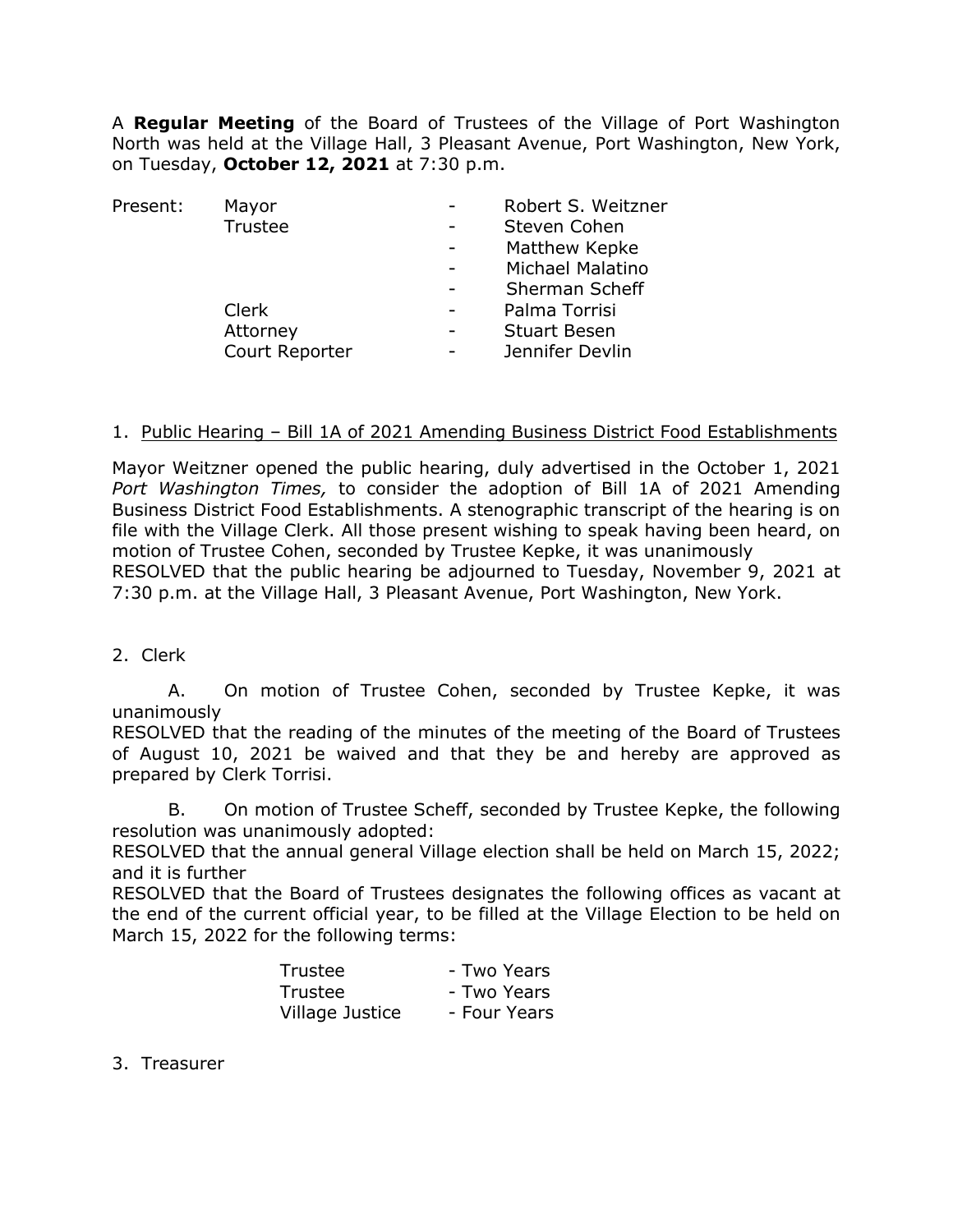A **Regular Meeting** of the Board of Trustees of the Village of Port Washington North was held at the Village Hall, 3 Pleasant Avenue, Port Washington, New York, on Tuesday, **October 12, 2021** at 7:30 p.m.

| Present: | Mayor | - | Robert S. Weitzner |
|---|---|---|---|
| | Trustee | - | Steven Cohen |
| | | - | Matthew Kepke |
| | | - | Michael Malatino |
| | | - | Sherman Scheff |
| | Clerk | - | Palma Torrisi |
| | Attorney | - | Stuart Besen |
| | Court Reporter | - | Jennifer Devlin |

1. Public Hearing – Bill 1A of 2021 Amending Business District Food Establishments

Mayor Weitzner opened the public hearing, duly advertised in the October 1, 2021 *Port Washington Times,* to consider the adoption of Bill 1A of 2021 Amending Business District Food Establishments. A stenographic transcript of the hearing is on file with the Village Clerk. All those present wishing to speak having been heard, on motion of Trustee Cohen, seconded by Trustee Kepke, it was unanimously
RESOLVED that the public hearing be adjourned to Tuesday, November 9, 2021 at 7:30 p.m. at the Village Hall, 3 Pleasant Avenue, Port Washington, New York.

2. Clerk

A. On motion of Trustee Cohen, seconded by Trustee Kepke, it was unanimously
RESOLVED that the reading of the minutes of the meeting of the Board of Trustees of August 10, 2021 be waived and that they be and hereby are approved as prepared by Clerk Torrisi.

B. On motion of Trustee Scheff, seconded by Trustee Kepke, the following resolution was unanimously adopted:
RESOLVED that the annual general Village election shall be held on March 15, 2022; and it is further
RESOLVED that the Board of Trustees designates the following offices as vacant at the end of the current official year, to be filled at the Village Election to be held on March 15, 2022 for the following terms:

| Trustee | - Two Years |
|---|---|
| Trustee | - Two Years |
| Village Justice | - Four Years |

3. Treasurer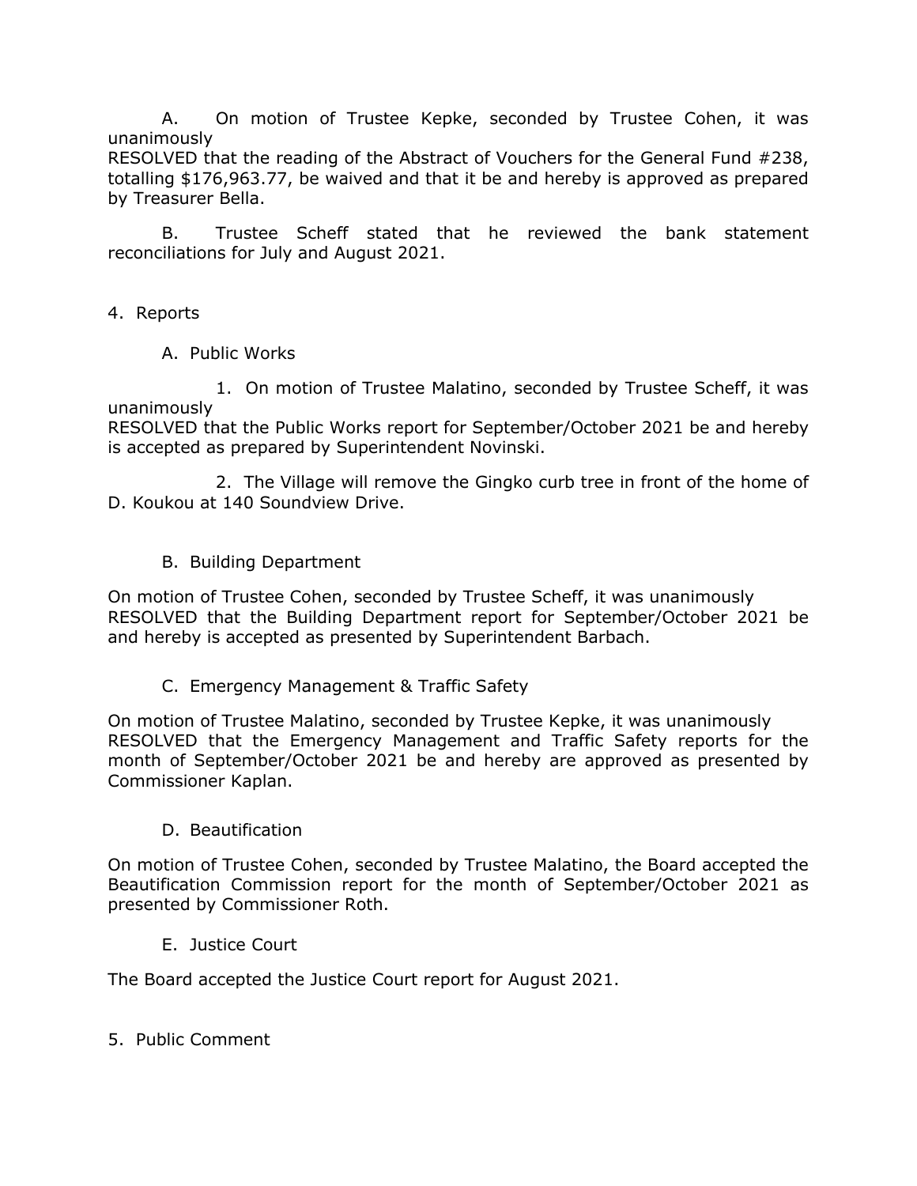A. On motion of Trustee Kepke, seconded by Trustee Cohen, it was unanimously
RESOLVED that the reading of the Abstract of Vouchers for the General Fund #238, totalling $176,963.77, be waived and that it be and hereby is approved as prepared by Treasurer Bella.

B. Trustee Scheff stated that he reviewed the bank statement reconciliations for July and August 2021.

4. Reports

A. Public Works

1. On motion of Trustee Malatino, seconded by Trustee Scheff, it was unanimously
RESOLVED that the Public Works report for September/October 2021 be and hereby is accepted as prepared by Superintendent Novinski.

2. The Village will remove the Gingko curb tree in front of the home of D. Koukou at 140 Soundview Drive.

B. Building Department

On motion of Trustee Cohen, seconded by Trustee Scheff, it was unanimously
RESOLVED that the Building Department report for September/October 2021 be and hereby is accepted as presented by Superintendent Barbach.

C. Emergency Management & Traffic Safety

On motion of Trustee Malatino, seconded by Trustee Kepke, it was unanimously
RESOLVED that the Emergency Management and Traffic Safety reports for the month of September/October 2021 be and hereby are approved as presented by Commissioner Kaplan.

D. Beautification

On motion of Trustee Cohen, seconded by Trustee Malatino, the Board accepted the Beautification Commission report for the month of September/October 2021 as presented by Commissioner Roth.

E. Justice Court

The Board accepted the Justice Court report for August 2021.

5. Public Comment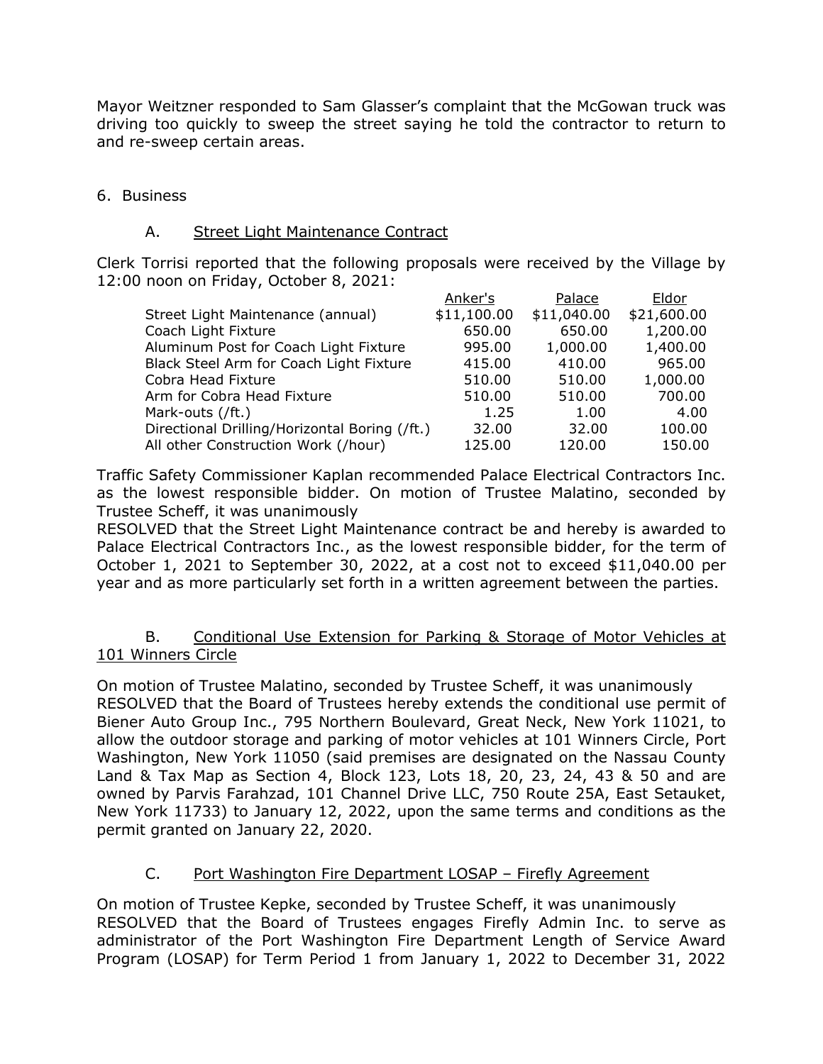Mayor Weitzner responded to Sam Glasser's complaint that the McGowan truck was driving too quickly to sweep the street saying he told the contractor to return to and re-sweep certain areas.

6. Business

   A. Street Light Maintenance Contract

Clerk Torrisi reported that the following proposals were received by the Village by 12:00 noon on Friday, October 8, 2021:

| | Anker's | Palace | Eldor |
|---|---|---|---|
| Street Light Maintenance (annual) | $11,100.00 | $11,040.00 | $21,600.00 |
| Coach Light Fixture | 650.00 | 650.00 | 1,200.00 |
| Aluminum Post for Coach Light Fixture | 995.00 | 1,000.00 | 1,400.00 |
| Black Steel Arm for Coach Light Fixture | 415.00 | 410.00 | 965.00 |
| Cobra Head Fixture | 510.00 | 510.00 | 1,000.00 |
| Arm for Cobra Head Fixture | 510.00 | 510.00 | 700.00 |
| Mark-outs (/ft.) | 1.25 | 1.00 | 4.00 |
| Directional Drilling/Horizontal Boring (/ft.) | 32.00 | 32.00 | 100.00 |
| All other Construction Work (/hour) | 125.00 | 120.00 | 150.00 |

Traffic Safety Commissioner Kaplan recommended Palace Electrical Contractors Inc. as the lowest responsible bidder. On motion of Trustee Malatino, seconded by Trustee Scheff, it was unanimously
RESOLVED that the Street Light Maintenance contract be and hereby is awarded to Palace Electrical Contractors Inc., as the lowest responsible bidder, for the term of October 1, 2021 to September 30, 2022, at a cost not to exceed $11,040.00 per year and as more particularly set forth in a written agreement between the parties.

   B. Conditional Use Extension for Parking & Storage of Motor Vehicles at 101 Winners Circle

On motion of Trustee Malatino, seconded by Trustee Scheff, it was unanimously
RESOLVED that the Board of Trustees hereby extends the conditional use permit of Biener Auto Group Inc., 795 Northern Boulevard, Great Neck, New York 11021, to allow the outdoor storage and parking of motor vehicles at 101 Winners Circle, Port Washington, New York 11050 (said premises are designated on the Nassau County Land & Tax Map as Section 4, Block 123, Lots 18, 20, 23, 24, 43 & 50 and are owned by Parvis Farahzad, 101 Channel Drive LLC, 750 Route 25A, East Setauket, New York 11733) to January 12, 2022, upon the same terms and conditions as the permit granted on January 22, 2020.

   C. Port Washington Fire Department LOSAP – Firefly Agreement

On motion of Trustee Kepke, seconded by Trustee Scheff, it was unanimously
RESOLVED that the Board of Trustees engages Firefly Admin Inc. to serve as administrator of the Port Washington Fire Department Length of Service Award Program (LOSAP) for Term Period 1 from January 1, 2022 to December 31, 2022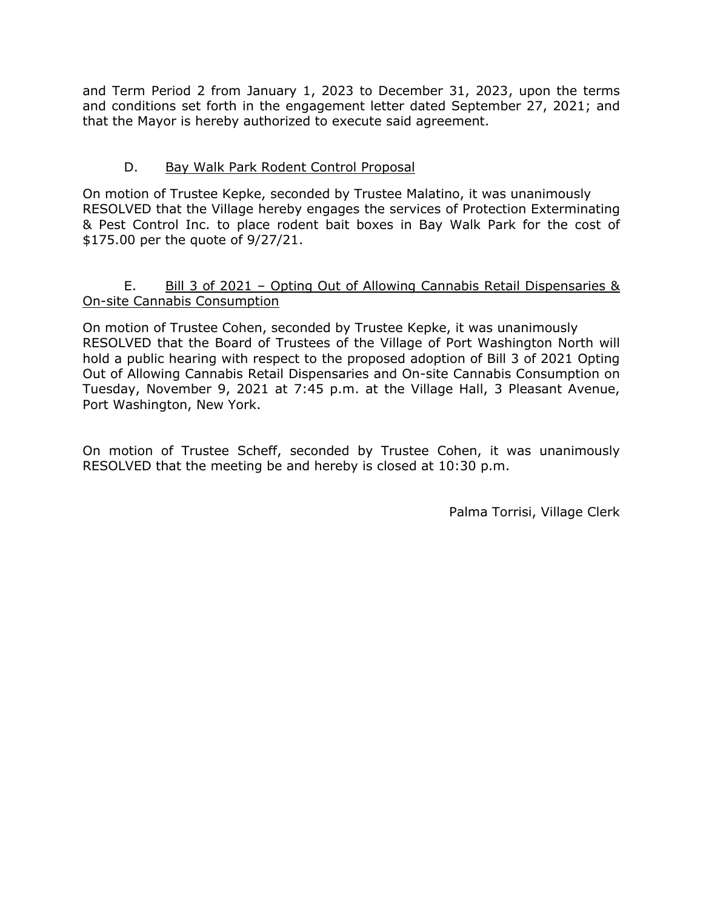and Term Period 2 from January 1, 2023 to December 31, 2023, upon the terms and conditions set forth in the engagement letter dated September 27, 2021; and that the Mayor is hereby authorized to execute said agreement.

D. Bay Walk Park Rodent Control Proposal

On motion of Trustee Kepke, seconded by Trustee Malatino, it was unanimously RESOLVED that the Village hereby engages the services of Protection Exterminating & Pest Control Inc. to place rodent bait boxes in Bay Walk Park for the cost of $175.00 per the quote of 9/27/21.

E. Bill 3 of 2021 – Opting Out of Allowing Cannabis Retail Dispensaries & On-site Cannabis Consumption

On motion of Trustee Cohen, seconded by Trustee Kepke, it was unanimously RESOLVED that the Board of Trustees of the Village of Port Washington North will hold a public hearing with respect to the proposed adoption of Bill 3 of 2021 Opting Out of Allowing Cannabis Retail Dispensaries and On-site Cannabis Consumption on Tuesday, November 9, 2021 at 7:45 p.m. at the Village Hall, 3 Pleasant Avenue, Port Washington, New York.

On motion of Trustee Scheff, seconded by Trustee Cohen, it was unanimously RESOLVED that the meeting be and hereby is closed at 10:30 p.m.

Palma Torrisi, Village Clerk